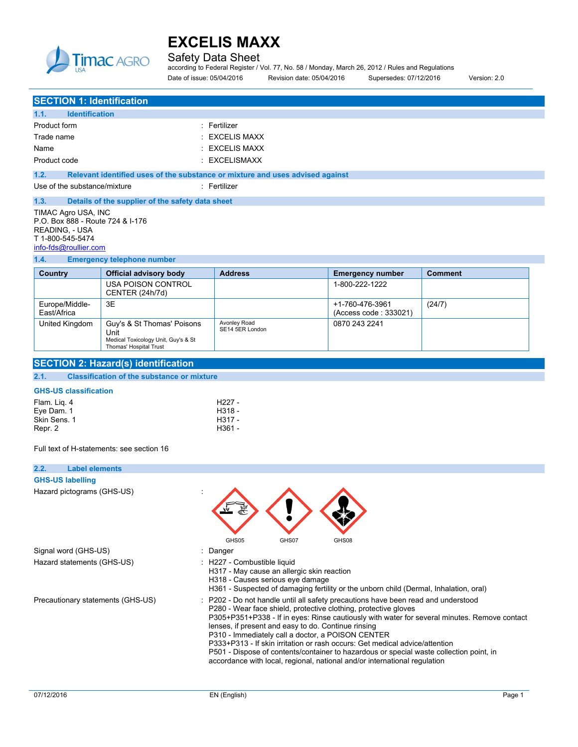# EXCELIS MAXX

## Safety Data Sheet

according to Federal Register / Vol. 77, No. 58 / Monday, March 26, 2012 / Rules and Regulations

Date of issue: 05/04/2016 Revision date: 05/04/2016 Supersedes: 07/12/2016 Version: 2.0

## SECTION 1: Identification

### 1.1. Identification

Product form : Fertilizer

Trade name : EXCELIS MAXX

Name : EXCELIS MAXX

Product code : EXCELISMAXX

### 1.2. Relevant identified uses of the substance or mixture and uses advised against

Use of the substance/mixture : Fertilizer

### 1.3. Details of the supplier of the safety data sheet

TIMAC Agro USA, INC
P.O. Box 888 - Route 724 & I-176
READING, - USA
T 1-800-545-5474
info-fds@roullier.com

### 1.4. Emergency telephone number

| Country | Official advisory body | Address | Emergency number | Comment |
|---|---|---|---|---|
| | USA POISON CONTROL CENTER (24h/7d) | | 1-800-222-1222 | |
| Europe/Middle-East/Africa | 3E | | +1-760-476-3961 (Access code : 333021) | (24/7) |
| United Kingdom | Guy's & St Thomas' Poisons Unit Medical Toxicology Unit, Guy's & St Thomas' Hospital Trust | Avonley Road SE14 5ER London | 0870 243 2241 | |

## SECTION 2: Hazard(s) identification

### 2.1. Classification of the substance or mixture

**GHS-US classification**

| | |
|---|---|
| Flam. Liq. 4 | H227 - |
| Eye Dam. 1 | H318 - |
| Skin Sens. 1 | H317 - |
| Repr. 2 | H361 - |

Full text of H-statements: see section 16

### 2.2. Label elements

**GHS-US labelling**

Hazard pictograms (GHS-US) : GHS05 GHS07 GHS08

Signal word (GHS-US) : Danger

Hazard statements (GHS-US) :
H227 - Combustible liquid
H317 - May cause an allergic skin reaction
H318 - Causes serious eye damage
H361 - Suspected of damaging fertility or the unborn child (Dermal, Inhalation, oral)

Precautionary statements (GHS-US) :
P202 - Do not handle until all safety precautions have been read and understood
P280 - Wear face shield, protective clothing, protective gloves
P305+P351+P338 - If in eyes: Rinse cautiously with water for several minutes. Remove contact lenses, if present and easy to do. Continue rinsing
P310 - Immediately call a doctor, a POISON CENTER
P333+P313 - If skin irritation or rash occurs: Get medical advice/attention
P501 - Dispose of contents/container to hazardous or special waste collection point, in accordance with local, regional, national and/or international regulation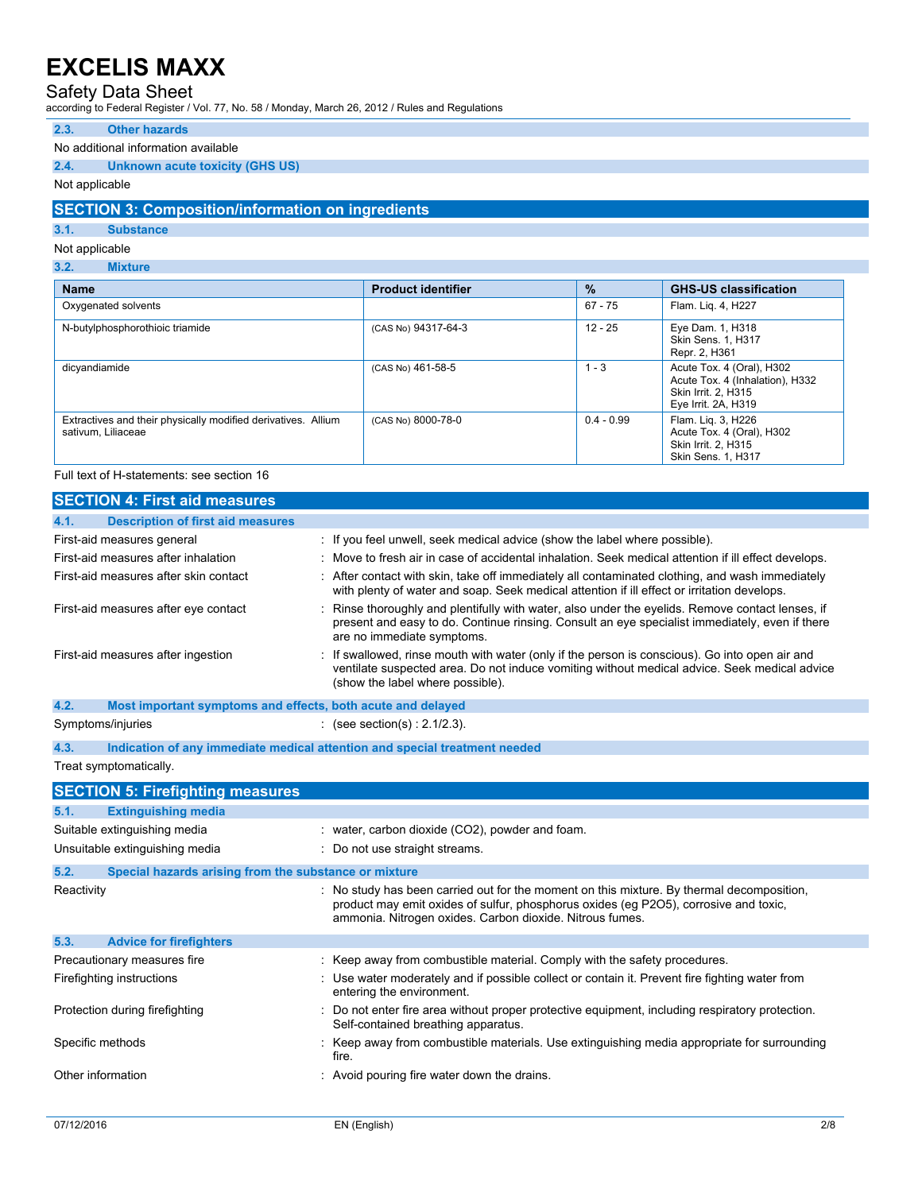### 2.3. Other hazards

No additional information available

### 2.4. Unknown acute toxicity (GHS US)

Not applicable

## SECTION 3: Composition/information on ingredients

### 3.1. Substance

Not applicable

### 3.2. Mixture

| Name | Product identifier | % | GHS-US classification |
|---|---|---|---|
| Oxygenated solvents | | 67 - 75 | Flam. Liq. 4, H227 |
| N-butylphosphorothioic triamide | (CAS No) 94317-64-3 | 12 - 25 | Eye Dam. 1, H318<br>Skin Sens. 1, H317<br>Repr. 2, H361 |
| dicyandiamide | (CAS No) 461-58-5 | 1 - 3 | Acute Tox. 4 (Oral), H302<br>Acute Tox. 4 (Inhalation), H332<br>Skin Irrit. 2, H315<br>Eye Irrit. 2A, H319 |
| Extractives and their physically modified derivatives. Allium sativum, Liliaceae | (CAS No) 8000-78-0 | 0.4 - 0.99 | Flam. Liq. 3, H226<br>Acute Tox. 4 (Oral), H302<br>Skin Irrit. 2, H315<br>Skin Sens. 1, H317 |

Full text of H-statements: see section 16

## SECTION 4: First aid measures

### 4.1. Description of first aid measures

First-aid measures general : If you feel unwell, seek medical advice (show the label where possible).

First-aid measures after inhalation : Move to fresh air in case of accidental inhalation. Seek medical attention if ill effect develops.

First-aid measures after skin contact : After contact with skin, take off immediately all contaminated clothing, and wash immediately with plenty of water and soap. Seek medical attention if ill effect or irritation develops.

First-aid measures after eye contact : Rinse thoroughly and plentifully with water, also under the eyelids. Remove contact lenses, if present and easy to do. Continue rinsing. Consult an eye specialist immediately, even if there are no immediate symptoms.

First-aid measures after ingestion : If swallowed, rinse mouth with water (only if the person is conscious). Go into open air and ventilate suspected area. Do not induce vomiting without medical advice. Seek medical advice (show the label where possible).

### 4.2. Most important symptoms and effects, both acute and delayed

Symptoms/injuries : (see section(s) : 2.1/2.3).

### 4.3. Indication of any immediate medical attention and special treatment needed

Treat symptomatically.

## SECTION 5: Firefighting measures

### 5.1. Extinguishing media

Suitable extinguishing media : water, carbon dioxide ($CO_2$), powder and foam.

Unsuitable extinguishing media : Do not use straight streams.

### 5.2. Special hazards arising from the substance or mixture

Reactivity : No study has been carried out for the moment on this mixture. By thermal decomposition, product may emit oxides of sulfur, phosphorus oxides (eg $P_2O_5$), corrosive and toxic, ammonia. Nitrogen oxides. Carbon dioxide. Nitrous fumes.

### 5.3. Advice for firefighters

Precautionary measures fire : Keep away from combustible material. Comply with the safety procedures.

Firefighting instructions : Use water moderately and if possible collect or contain it. Prevent fire fighting water from entering the environment.

Protection during firefighting : Do not enter fire area without proper protective equipment, including respiratory protection. Self-contained breathing apparatus.

Specific methods : Keep away from combustible materials. Use extinguishing media appropriate for surrounding fire.

Other information : Avoid pouring fire water down the drains.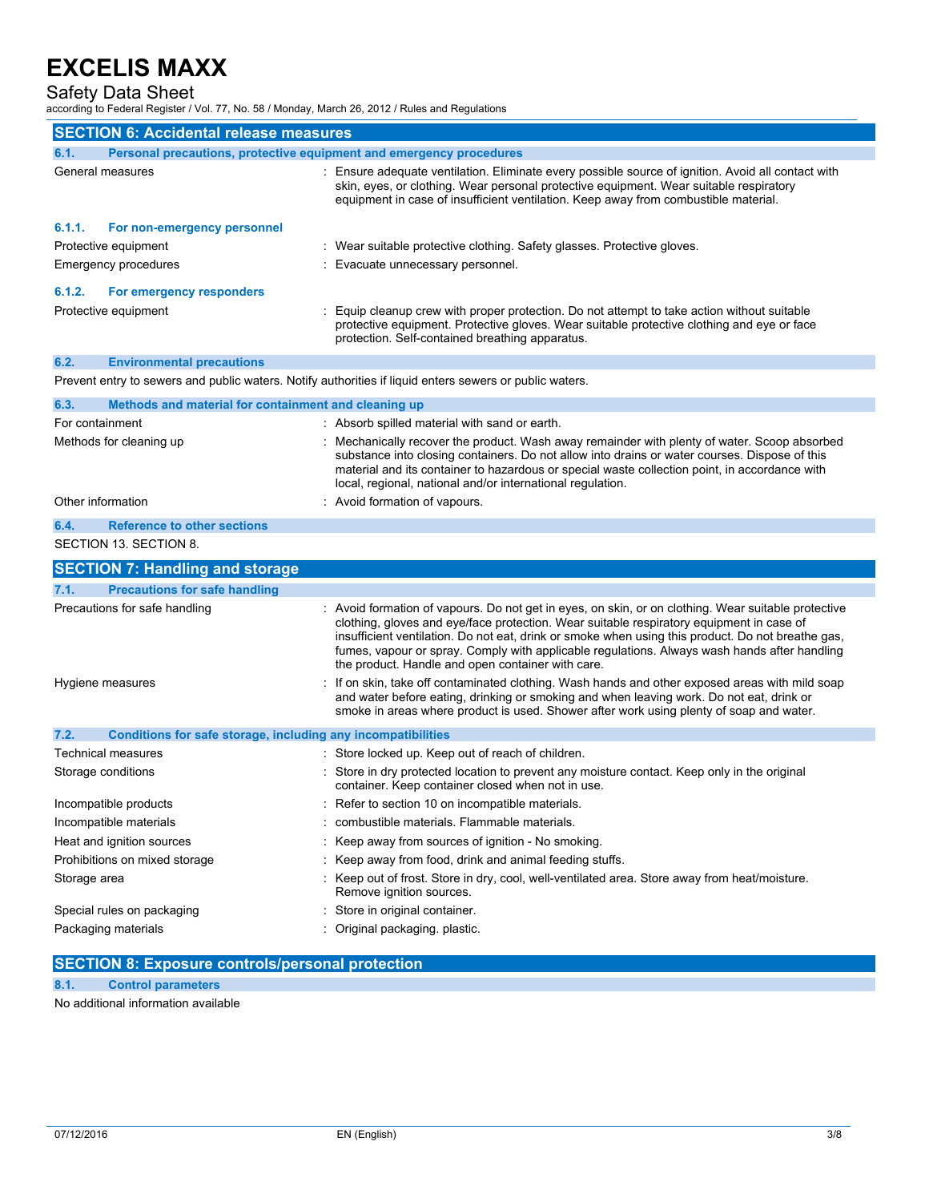## SECTION 6: Accidental release measures

### 6.1. Personal precautions, protective equipment and emergency procedures

| | |
|---|---|
| General measures | : Ensure adequate ventilation. Eliminate every possible source of ignition. Avoid all contact with skin, eyes, or clothing. Wear personal protective equipment. Wear suitable respiratory equipment in case of insufficient ventilation. Keep away from combustible material. |

#### 6.1.1. For non-emergency personnel

| | |
|---|---|
| Protective equipment | : Wear suitable protective clothing. Safety glasses. Protective gloves. |
| Emergency procedures | : Evacuate unnecessary personnel. |

#### 6.1.2. For emergency responders

| | |
|---|---|
| Protective equipment | : Equip cleanup crew with proper protection. Do not attempt to take action without suitable protective equipment. Protective gloves. Wear suitable protective clothing and eye or face protection. Self-contained breathing apparatus. |

### 6.2. Environmental precautions

Prevent entry to sewers and public waters. Notify authorities if liquid enters sewers or public waters.

### 6.3. Methods and material for containment and cleaning up

| | |
|---|---|
| For containment | : Absorb spilled material with sand or earth. |
| Methods for cleaning up | : Mechanically recover the product. Wash away remainder with plenty of water. Scoop absorbed substance into closing containers. Do not allow into drains or water courses. Dispose of this material and its container to hazardous or special waste collection point, in accordance with local, regional, national and/or international regulation. |
| Other information | : Avoid formation of vapours. |

### 6.4. Reference to other sections

SECTION 13. SECTION 8.

## SECTION 7: Handling and storage

### 7.1. Precautions for safe handling

| | |
|---|---|
| Precautions for safe handling | : Avoid formation of vapours. Do not get in eyes, on skin, or on clothing. Wear suitable protective clothing, gloves and eye/face protection. Wear suitable respiratory equipment in case of insufficient ventilation. Do not eat, drink or smoke when using this product. Do not breathe gas, fumes, vapour or spray. Comply with applicable regulations. Always wash hands after handling the product. Handle and open container with care. |
| Hygiene measures | : If on skin, take off contaminated clothing. Wash hands and other exposed areas with mild soap and water before eating, drinking or smoking and when leaving work. Do not eat, drink or smoke in areas where product is used. Shower after work using plenty of soap and water. |

### 7.2. Conditions for safe storage, including any incompatibilities

| | |
|---|---|
| Technical measures | : Store locked up. Keep out of reach of children. |
| Storage conditions | : Store in dry protected location to prevent any moisture contact. Keep only in the original container. Keep container closed when not in use. |
| Incompatible products | : Refer to section 10 on incompatible materials. |
| Incompatible materials | : combustible materials. Flammable materials. |
| Heat and ignition sources | : Keep away from sources of ignition - No smoking. |
| Prohibitions on mixed storage | : Keep away from food, drink and animal feeding stuffs. |
| Storage area | : Keep out of frost. Store in dry, cool, well-ventilated area. Store away from heat/moisture. Remove ignition sources. |
| Special rules on packaging | : Store in original container. |
| Packaging materials | : Original packaging. plastic. |

## SECTION 8: Exposure controls/personal protection

### 8.1. Control parameters

No additional information available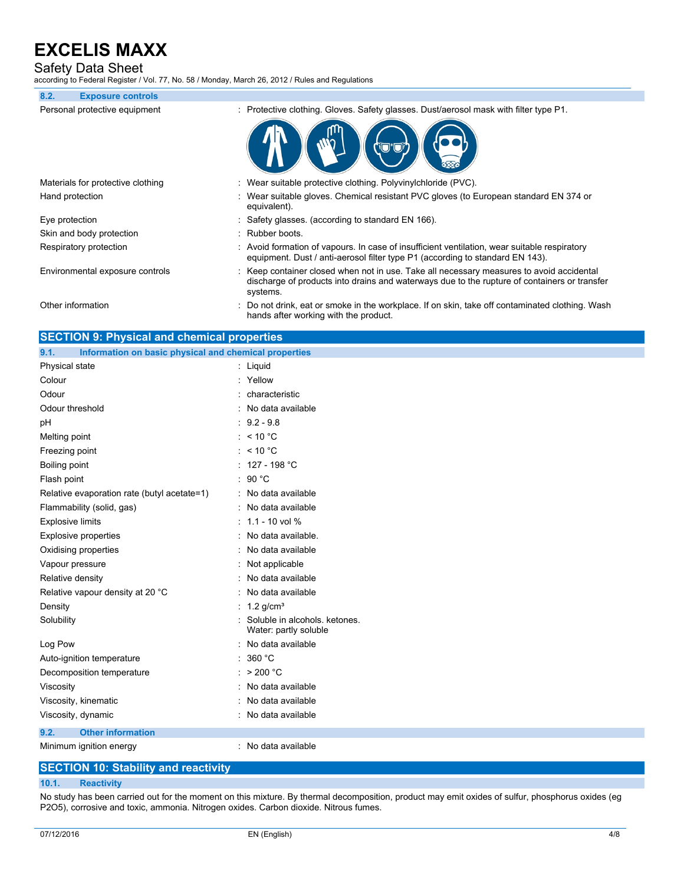### 8.2. Exposure controls

| | |
|---|---|
| Personal protective equipment | : Protective clothing. Gloves. Safety glasses. Dust/aerosol mask with filter type P1. |
| Materials for protective clothing | : Wear suitable protective clothing. Polyvinylchloride (PVC). |
| Hand protection | : Wear suitable gloves. Chemical resistant PVC gloves (to European standard EN 374 or equivalent). |
| Eye protection | : Safety glasses. (according to standard EN 166). |
| Skin and body protection | : Rubber boots. |
| Respiratory protection | : Avoid formation of vapours. In case of insufficient ventilation, wear suitable respiratory equipment. Dust / anti-aerosol filter type P1 (according to standard EN 143). |
| Environmental exposure controls | : Keep container closed when not in use. Take all necessary measures to avoid accidental discharge of products into drains and waterways due to the rupture of containers or transfer systems. |
| Other information | : Do not drink, eat or smoke in the workplace. If on skin, take off contaminated clothing. Wash hands after working with the product. |

## SECTION 9: Physical and chemical properties

### 9.1. Information on basic physical and chemical properties

| | |
|---|---|
| Physical state | : Liquid |
| Colour | : Yellow |
| Odour | : characteristic |
| Odour threshold | : No data available |
| pH | : 9.2 - 9.8 |
| Melting point | : < 10 °C |
| Freezing point | : < 10 °C |
| Boiling point | : 127 - 198 °C |
| Flash point | : 90 °C |
| Relative evaporation rate (butyl acetate=1) | : No data available |
| Flammability (solid, gas) | : No data available |
| Explosive limits | : 1.1 - 10 vol % |
| Explosive properties | : No data available. |
| Oxidising properties | : No data available |
| Vapour pressure | : Not applicable |
| Relative density | : No data available |
| Relative vapour density at 20 °C | : No data available |
| Density | : 1.2 g/cm³ |
| Solubility | : Soluble in alcohols. ketones.<br>Water: partly soluble |
| Log Pow | : No data available |
| Auto-ignition temperature | : 360 °C |
| Decomposition temperature | : > 200 °C |
| Viscosity | : No data available |
| Viscosity, kinematic | : No data available |
| Viscosity, dynamic | : No data available |

### 9.2. Other information

| | |
|---|---|
| Minimum ignition energy | : No data available |

## SECTION 10: Stability and reactivity

### 10.1. Reactivity

No study has been carried out for the moment on this mixture. By thermal decomposition, product may emit oxides of sulfur, phosphorus oxides (eg $P_2O_5$), corrosive and toxic, ammonia. Nitrogen oxides. Carbon dioxide. Nitrous fumes.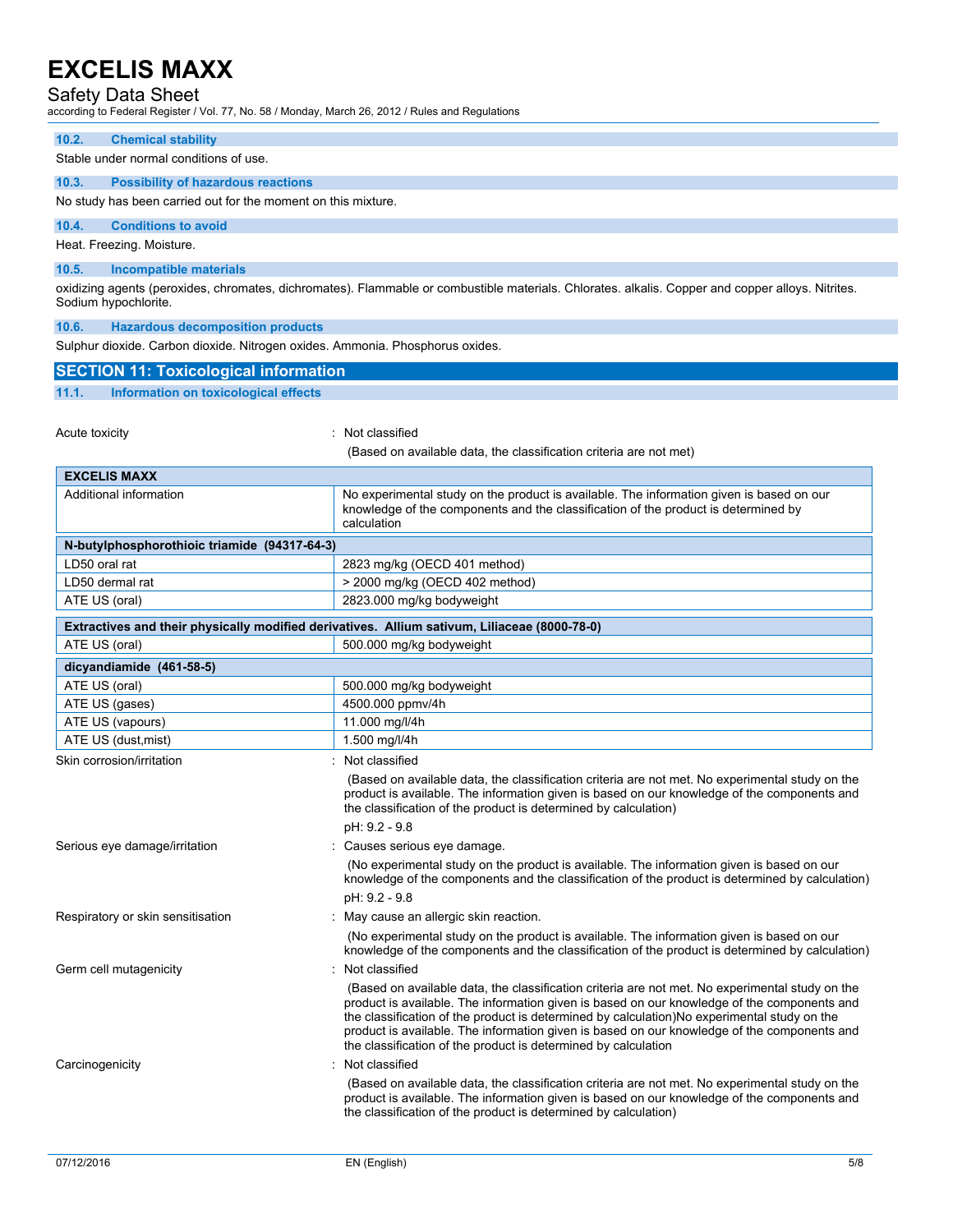### 10.2. Chemical stability

Stable under normal conditions of use.

### 10.3. Possibility of hazardous reactions

No study has been carried out for the moment on this mixture.

### 10.4. Conditions to avoid

Heat. Freezing. Moisture.

### 10.5. Incompatible materials

oxidizing agents (peroxides, chromates, dichromates). Flammable or combustible materials. Chlorates. alkalis. Copper and copper alloys. Nitrites. Sodium hypochlorite.

### 10.6. Hazardous decomposition products

Sulphur dioxide. Carbon dioxide. Nitrogen oxides. Ammonia. Phosphorus oxides.

## SECTION 11: Toxicological information

### 11.1. Information on toxicological effects

Acute toxicity : Not classified

(Based on available data, the classification criteria are not met)

| EXCELIS MAXX | |
|---|---|
| Additional information | No experimental study on the product is available. The information given is based on our knowledge of the components and the classification of the product is determined by calculation |

| N-butylphosphorothioic triamide (94317-64-3) | |
|---|---|
| LD50 oral rat | 2823 mg/kg (OECD 401 method) |
| LD50 dermal rat | > 2000 mg/kg (OECD 402 method) |
| ATE US (oral) | 2823.000 mg/kg bodyweight |

| Extractives and their physically modified derivatives. Allium sativum, Liliaceae (8000-78-0) | |
|---|---|
| ATE US (oral) | 500.000 mg/kg bodyweight |

| dicyandiamide (461-58-5) | |
|---|---|
| ATE US (oral) | 500.000 mg/kg bodyweight |
| ATE US (gases) | 4500.000 ppmv/4h |
| ATE US (vapours) | 11.000 mg/l/4h |
| ATE US (dust,mist) | 1.500 mg/l/4h |

Skin corrosion/irritation : Not classified

(Based on available data, the classification criteria are not met. No experimental study on the product is available. The information given is based on our knowledge of the components and the classification of the product is determined by calculation)

pH: 9.2 - 9.8

Serious eye damage/irritation : Causes serious eye damage.

(No experimental study on the product is available. The information given is based on our knowledge of the components and the classification of the product is determined by calculation)

pH: 9.2 - 9.8

Respiratory or skin sensitisation : May cause an allergic skin reaction.

(No experimental study on the product is available. The information given is based on our knowledge of the components and the classification of the product is determined by calculation)

Germ cell mutagenicity : Not classified

(Based on available data, the classification criteria are not met. No experimental study on the product is available. The information given is based on our knowledge of the components and the classification of the product is determined by calculation)No experimental study on the product is available. The information given is based on our knowledge of the components and the classification of the product is determined by calculation

Carcinogenicity : Not classified

(Based on available data, the classification criteria are not met. No experimental study on the product is available. The information given is based on our knowledge of the components and the classification of the product is determined by calculation)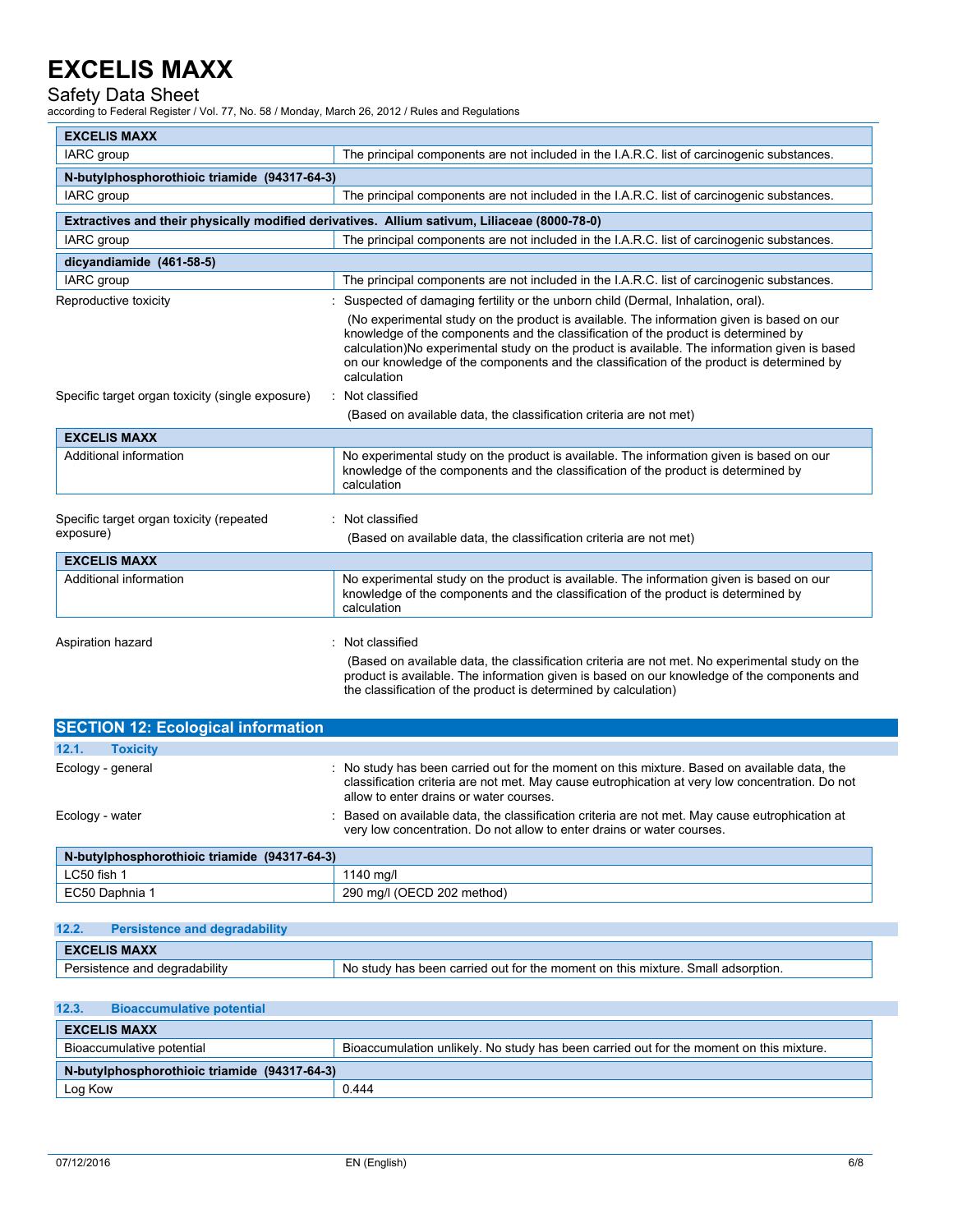| EXCELIS MAXX | |
|---|---|
| IARC group | The principal components are not included in the I.A.R.C. list of carcinogenic substances. |

| N-butylphosphorothioic triamide (94317-64-3) | |
|---|---|
| IARC group | The principal components are not included in the I.A.R.C. list of carcinogenic substances. |

| Extractives and their physically modified derivatives. Allium sativum, Liliaceae (8000-78-0) | |
|---|---|
| IARC group | The principal components are not included in the I.A.R.C. list of carcinogenic substances. |

| dicyandiamide (461-58-5) | |
|---|---|
| IARC group | The principal components are not included in the I.A.R.C. list of carcinogenic substances. |

Reproductive toxicity : Suspected of damaging fertility or the unborn child (Dermal, Inhalation, oral).

(No experimental study on the product is available. The information given is based on our knowledge of the components and the classification of the product is determined by calculation)No experimental study on the product is available. The information given is based on our knowledge of the components and the classification of the product is determined by calculation

Specific target organ toxicity (single exposure) : Not classified

(Based on available data, the classification criteria are not met)

| EXCELIS MAXX | |
|---|---|
| Additional information | No experimental study on the product is available. The information given is based on our knowledge of the components and the classification of the product is determined by calculation |

Specific target organ toxicity (repeated exposure) : Not classified

(Based on available data, the classification criteria are not met)

| EXCELIS MAXX | |
|---|---|
| Additional information | No experimental study on the product is available. The information given is based on our knowledge of the components and the classification of the product is determined by calculation |

Aspiration hazard : Not classified

(Based on available data, the classification criteria are not met. No experimental study on the product is available. The information given is based on our knowledge of the components and the classification of the product is determined by calculation)

## SECTION 12: Ecological information

### 12.1. Toxicity

Ecology - general : No study has been carried out for the moment on this mixture. Based on available data, the classification criteria are not met. May cause eutrophication at very low concentration. Do not allow to enter drains or water courses.

Ecology - water : Based on available data, the classification criteria are not met. May cause eutrophication at very low concentration. Do not allow to enter drains or water courses.

| N-butylphosphorothioic triamide (94317-64-3) | |
|---|---|
| LC50 fish 1 | 1140 mg/l |
| EC50 Daphnia 1 | 290 mg/l (OECD 202 method) |

### 12.2. Persistence and degradability

| EXCELIS MAXX | |
|---|---|
| Persistence and degradability | No study has been carried out for the moment on this mixture. Small adsorption. |

### 12.3. Bioaccumulative potential

| EXCELIS MAXX | |
|---|---|
| Bioaccumulative potential | Bioaccumulation unlikely. No study has been carried out for the moment on this mixture. |

| N-butylphosphorothioic triamide (94317-64-3) | |
|---|---|
| Log Kow | 0.444 |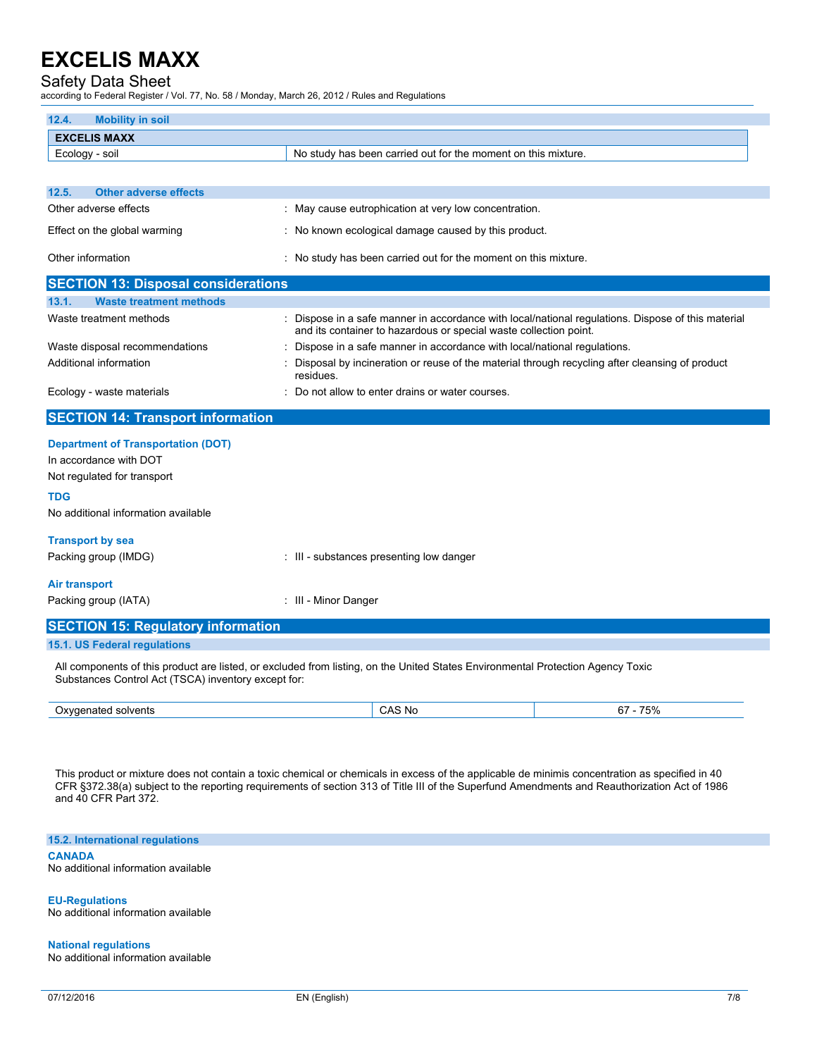### 12.4. Mobility in soil

| EXCELIS MAXX | |
|---|---|
| Ecology - soil | No study has been carried out for the moment on this mixture. |

### 12.5. Other adverse effects

Other adverse effects : May cause eutrophication at very low concentration.

Effect on the global warming : No known ecological damage caused by this product.

Other information : No study has been carried out for the moment on this mixture.

## SECTION 13: Disposal considerations

### 13.1. Waste treatment methods

Waste treatment methods : Dispose in a safe manner in accordance with local/national regulations. Dispose of this material and its container to hazardous or special waste collection point.

Waste disposal recommendations : Dispose in a safe manner in accordance with local/national regulations.

Additional information : Disposal by incineration or reuse of the material through recycling after cleansing of product residues.

Ecology - waste materials : Do not allow to enter drains or water courses.

## SECTION 14: Transport information

**Department of Transportation (DOT)**

In accordance with DOT

Not regulated for transport

**TDG**

No additional information available

**Transport by sea**

Packing group (IMDG) : III - substances presenting low danger

**Air transport**

Packing group (IATA) : III - Minor Danger

## SECTION 15: Regulatory information

### 15.1. US Federal regulations

All components of this product are listed, or excluded from listing, on the United States Environmental Protection Agency Toxic Substances Control Act (TSCA) inventory except for:

| Oxygenated solvents | CAS No | 67 - 75% |
|---|---|---|

This product or mixture does not contain a toxic chemical or chemicals in excess of the applicable de minimis concentration as specified in 40 CFR §372.38(a) subject to the reporting requirements of section 313 of Title III of the Superfund Amendments and Reauthorization Act of 1986 and 40 CFR Part 372.

### 15.2. International regulations

**CANADA**

No additional information available

**EU-Regulations**

No additional information available

**National regulations**

No additional information available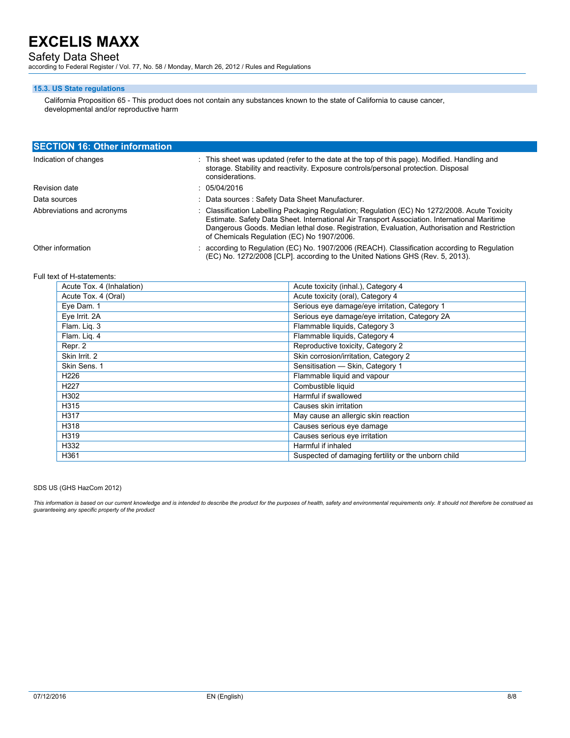### 15.3. US State regulations

California Proposition 65 - This product does not contain any substances known to the state of California to cause cancer, developmental and/or reproductive harm

## SECTION 16: Other information

| | |
|---|---|
| Indication of changes | : This sheet was updated (refer to the date at the top of this page). Modified. Handling and storage. Stability and reactivity. Exposure controls/personal protection. Disposal considerations. |
| Revision date | : 05/04/2016 |
| Data sources | : Data sources : Safety Data Sheet Manufacturer. |
| Abbreviations and acronyms | : Classification Labelling Packaging Regulation; Regulation (EC) No 1272/2008. Acute Toxicity Estimate. Safety Data Sheet. International Air Transport Association. International Maritime Dangerous Goods. Median lethal dose. Registration, Evaluation, Authorisation and Restriction of Chemicals Regulation (EC) No 1907/2006. |
| Other information | : according to Regulation (EC) No. 1907/2006 (REACH). Classification according to Regulation (EC) No. 1272/2008 [CLP]. according to the United Nations GHS (Rev. 5, 2013). |

Full text of H-statements:

| | |
|---|---|
| Acute Tox. 4 (Inhalation) | Acute toxicity (inhal.), Category 4 |
| Acute Tox. 4 (Oral) | Acute toxicity (oral), Category 4 |
| Eye Dam. 1 | Serious eye damage/eye irritation, Category 1 |
| Eye Irrit. 2A | Serious eye damage/eye irritation, Category 2A |
| Flam. Liq. 3 | Flammable liquids, Category 3 |
| Flam. Liq. 4 | Flammable liquids, Category 4 |
| Repr. 2 | Reproductive toxicity, Category 2 |
| Skin Irrit. 2 | Skin corrosion/irritation, Category 2 |
| Skin Sens. 1 | Sensitisation — Skin, Category 1 |
| H226 | Flammable liquid and vapour |
| H227 | Combustible liquid |
| H302 | Harmful if swallowed |
| H315 | Causes skin irritation |
| H317 | May cause an allergic skin reaction |
| H318 | Causes serious eye damage |
| H319 | Causes serious eye irritation |
| H332 | Harmful if inhaled |
| H361 | Suspected of damaging fertility or the unborn child |

SDS US (GHS HazCom 2012)

*This information is based on our current knowledge and is intended to describe the product for the purposes of health, safety and environmental requirements only. It should not therefore be construed as guaranteeing any specific property of the product*